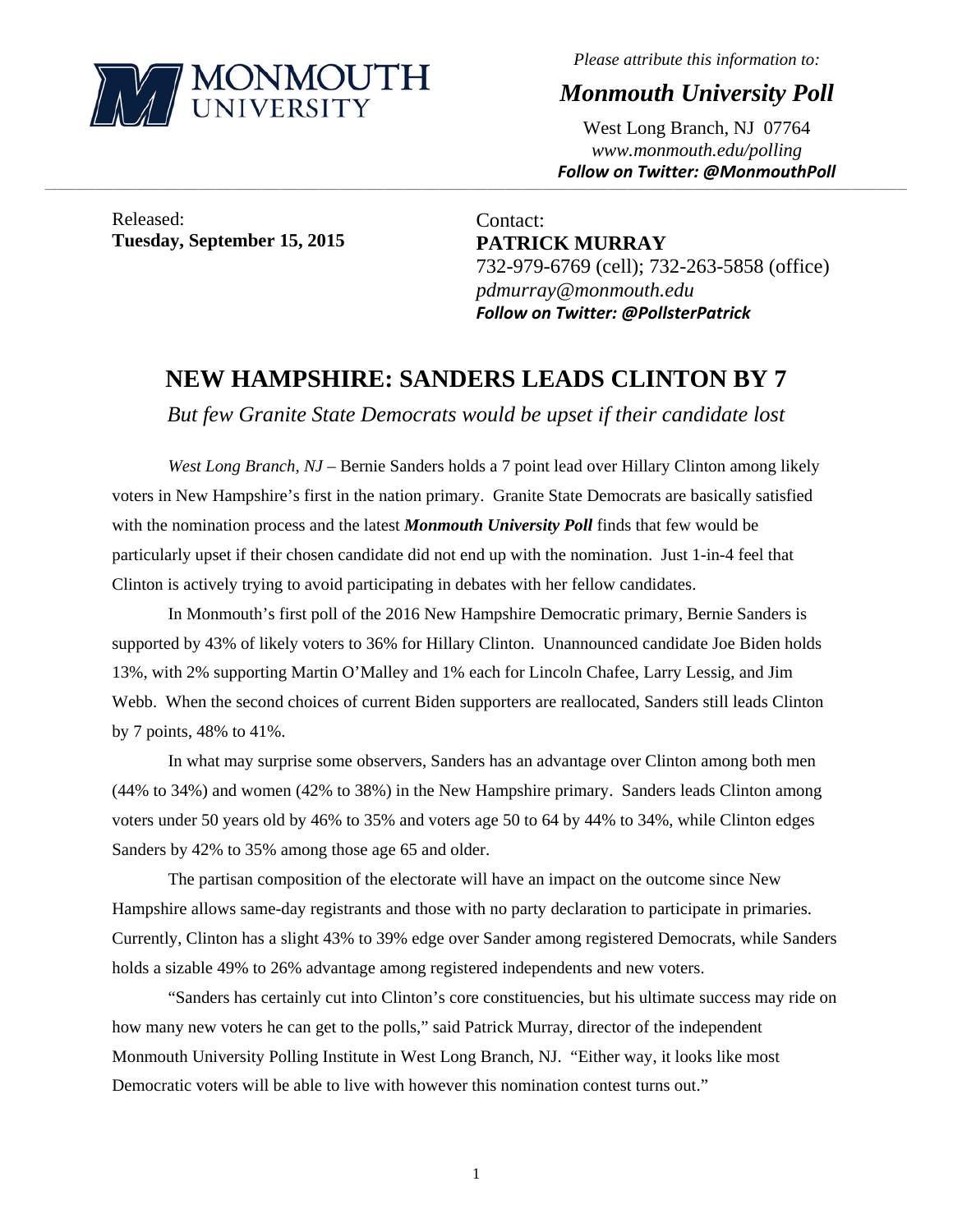*Please attribute this information to:*

***Monmouth University Poll***

West Long Branch, NJ 07764
*www.monmouth.edu/polling*
***Follow on Twitter: @MonmouthPoll***

---

Released:
**Tuesday, September 15, 2015**

Contact:
**PATRICK MURRAY**
732-979-6769 (cell); 732-263-5858 (office)
*pdmurray@monmouth.edu*
***Follow on Twitter: @PollsterPatrick***

# NEW HAMPSHIRE: SANDERS LEADS CLINTON BY 7

*But few Granite State Democrats would be upset if their candidate lost*

*West Long Branch, NJ* – Bernie Sanders holds a 7 point lead over Hillary Clinton among likely voters in New Hampshire's first in the nation primary. Granite State Democrats are basically satisfied with the nomination process and the latest ***Monmouth University Poll*** finds that few would be particularly upset if their chosen candidate did not end up with the nomination. Just 1-in-4 feel that Clinton is actively trying to avoid participating in debates with her fellow candidates.

In Monmouth's first poll of the 2016 New Hampshire Democratic primary, Bernie Sanders is supported by 43% of likely voters to 36% for Hillary Clinton. Unannounced candidate Joe Biden holds 13%, with 2% supporting Martin O'Malley and 1% each for Lincoln Chafee, Larry Lessig, and Jim Webb. When the second choices of current Biden supporters are reallocated, Sanders still leads Clinton by 7 points, 48% to 41%.

In what may surprise some observers, Sanders has an advantage over Clinton among both men (44% to 34%) and women (42% to 38%) in the New Hampshire primary. Sanders leads Clinton among voters under 50 years old by 46% to 35% and voters age 50 to 64 by 44% to 34%, while Clinton edges Sanders by 42% to 35% among those age 65 and older.

The partisan composition of the electorate will have an impact on the outcome since New Hampshire allows same-day registrants and those with no party declaration to participate in primaries. Currently, Clinton has a slight 43% to 39% edge over Sander among registered Democrats, while Sanders holds a sizable 49% to 26% advantage among registered independents and new voters.

"Sanders has certainly cut into Clinton's core constituencies, but his ultimate success may ride on how many new voters he can get to the polls," said Patrick Murray, director of the independent Monmouth University Polling Institute in West Long Branch, NJ. "Either way, it looks like most Democratic voters will be able to live with however this nomination contest turns out."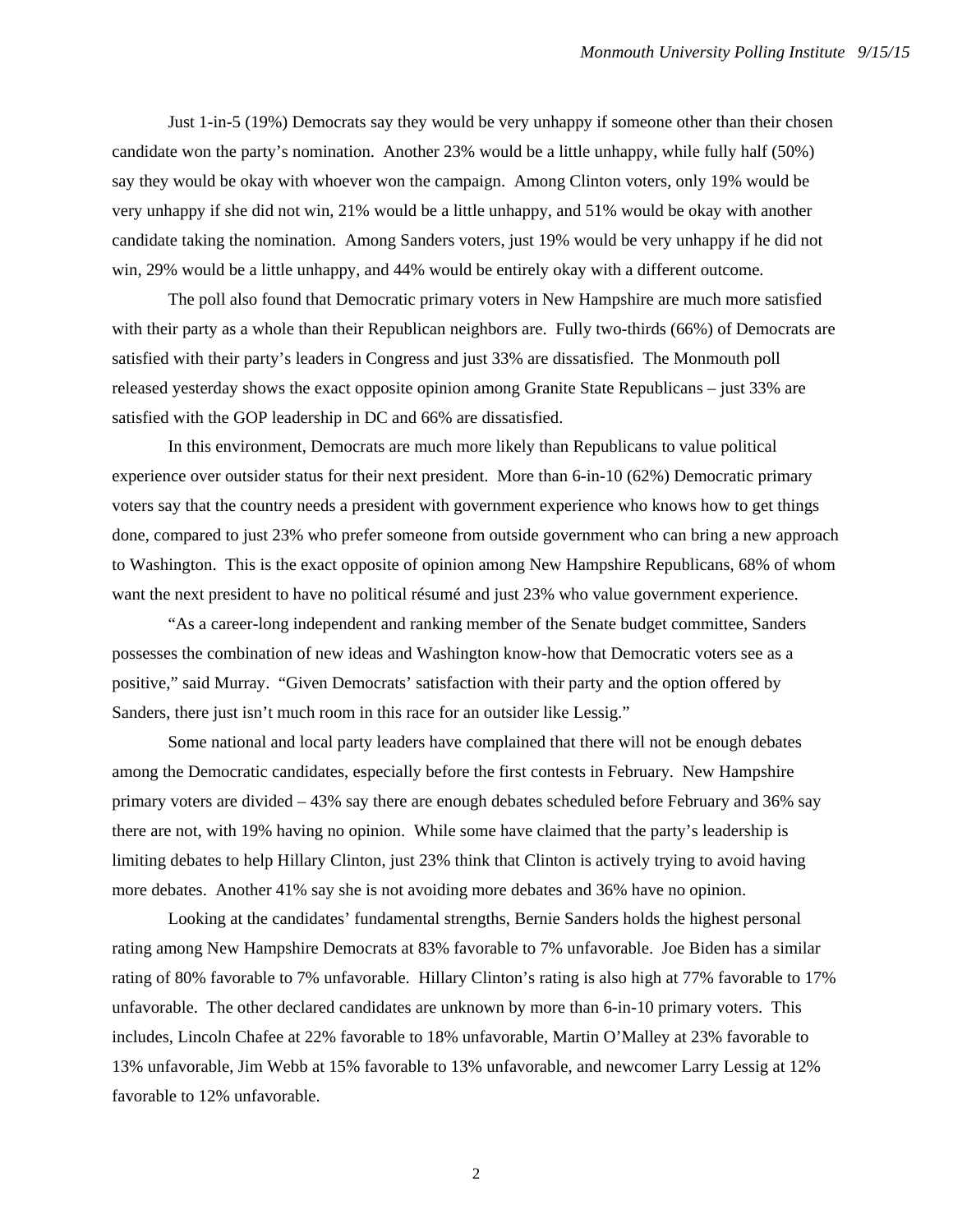Just 1-in-5 (19%) Democrats say they would be very unhappy if someone other than their chosen candidate won the party's nomination. Another 23% would be a little unhappy, while fully half (50%) say they would be okay with whoever won the campaign. Among Clinton voters, only 19% would be very unhappy if she did not win, 21% would be a little unhappy, and 51% would be okay with another candidate taking the nomination. Among Sanders voters, just 19% would be very unhappy if he did not win, 29% would be a little unhappy, and 44% would be entirely okay with a different outcome.

The poll also found that Democratic primary voters in New Hampshire are much more satisfied with their party as a whole than their Republican neighbors are. Fully two-thirds (66%) of Democrats are satisfied with their party's leaders in Congress and just 33% are dissatisfied. The Monmouth poll released yesterday shows the exact opposite opinion among Granite State Republicans – just 33% are satisfied with the GOP leadership in DC and 66% are dissatisfied.

In this environment, Democrats are much more likely than Republicans to value political experience over outsider status for their next president. More than 6-in-10 (62%) Democratic primary voters say that the country needs a president with government experience who knows how to get things done, compared to just 23% who prefer someone from outside government who can bring a new approach to Washington. This is the exact opposite of opinion among New Hampshire Republicans, 68% of whom want the next president to have no political résumé and just 23% who value government experience.

"As a career-long independent and ranking member of the Senate budget committee, Sanders possesses the combination of new ideas and Washington know-how that Democratic voters see as a positive," said Murray. "Given Democrats' satisfaction with their party and the option offered by Sanders, there just isn't much room in this race for an outsider like Lessig."

Some national and local party leaders have complained that there will not be enough debates among the Democratic candidates, especially before the first contests in February. New Hampshire primary voters are divided – 43% say there are enough debates scheduled before February and 36% say there are not, with 19% having no opinion. While some have claimed that the party's leadership is limiting debates to help Hillary Clinton, just 23% think that Clinton is actively trying to avoid having more debates. Another 41% say she is not avoiding more debates and 36% have no opinion.

Looking at the candidates' fundamental strengths, Bernie Sanders holds the highest personal rating among New Hampshire Democrats at 83% favorable to 7% unfavorable. Joe Biden has a similar rating of 80% favorable to 7% unfavorable. Hillary Clinton's rating is also high at 77% favorable to 17% unfavorable. The other declared candidates are unknown by more than 6-in-10 primary voters. This includes, Lincoln Chafee at 22% favorable to 18% unfavorable, Martin O'Malley at 23% favorable to 13% unfavorable, Jim Webb at 15% favorable to 13% unfavorable, and newcomer Larry Lessig at 12% favorable to 12% unfavorable.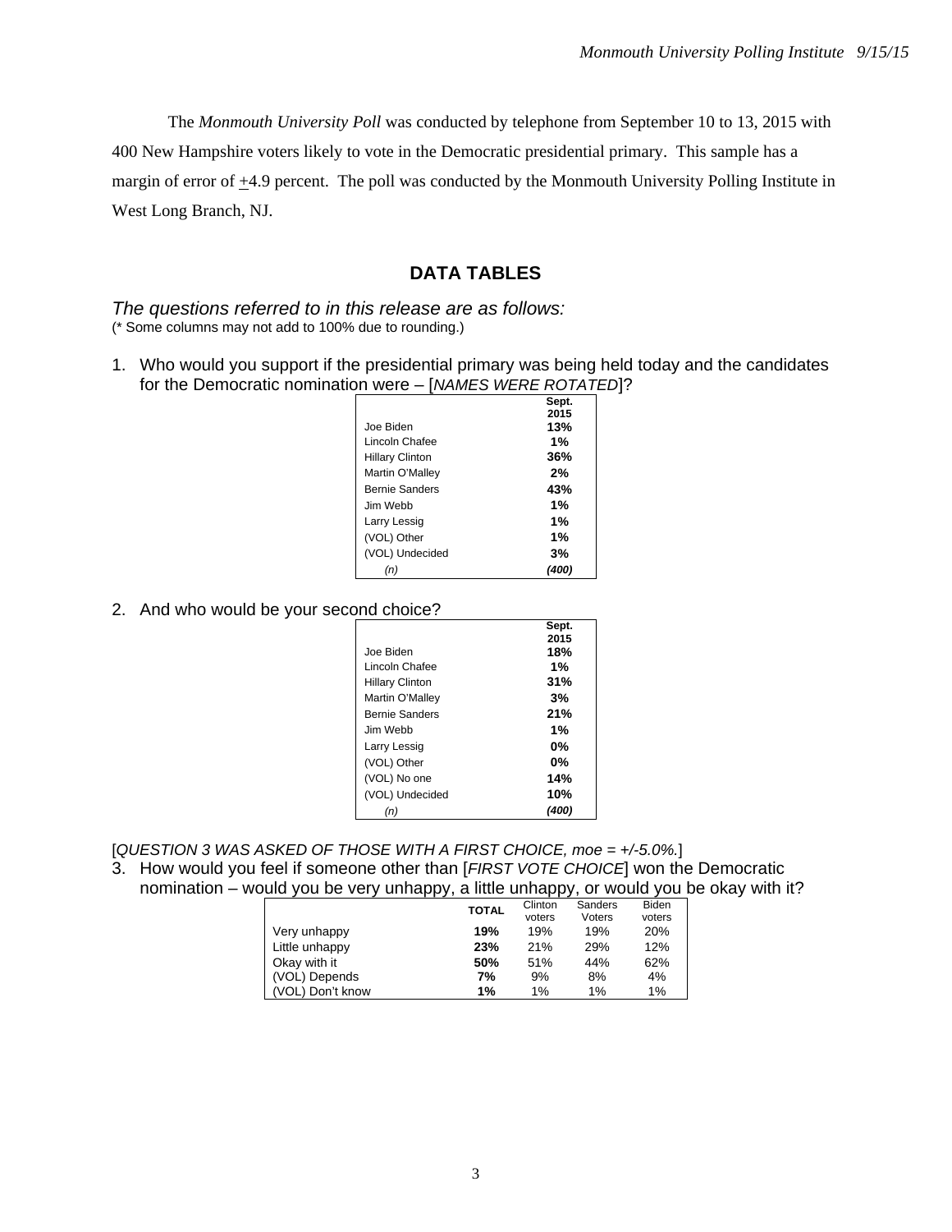The *Monmouth University Poll* was conducted by telephone from September 10 to 13, 2015 with 400 New Hampshire voters likely to vote in the Democratic presidential primary. This sample has a margin of error of ±4.9 percent. The poll was conducted by the Monmouth University Polling Institute in West Long Branch, NJ.

## DATA TABLES

*The questions referred to in this release are as follows:*
(* Some columns may not add to 100% due to rounding.)

1. Who would you support if the presidential primary was being held today and the candidates for the Democratic nomination were – [*NAMES WERE ROTATED*]?

| | Sept. 2015 |
|---|---|
| Joe Biden | **13%** |
| Lincoln Chafee | **1%** |
| Hillary Clinton | **36%** |
| Martin O'Malley | **2%** |
| Bernie Sanders | **43%** |
| Jim Webb | **1%** |
| Larry Lessig | **1%** |
| (VOL) Other | **1%** |
| (VOL) Undecided | **3%** |
| *(n)* | ***(400)*** |

2. And who would be your second choice?

| | Sept. 2015 |
|---|---|
| Joe Biden | **18%** |
| Lincoln Chafee | **1%** |
| Hillary Clinton | **31%** |
| Martin O'Malley | **3%** |
| Bernie Sanders | **21%** |
| Jim Webb | **1%** |
| Larry Lessig | **0%** |
| (VOL) Other | **0%** |
| (VOL) No one | **14%** |
| (VOL) Undecided | **10%** |
| *(n)* | ***(400)*** |

[*QUESTION 3 WAS ASKED OF THOSE WITH A FIRST CHOICE, moe = +/-5.0%.*]

3. How would you feel if someone other than [*FIRST VOTE CHOICE*] won the Democratic nomination – would you be very unhappy, a little unhappy, or would you be okay with it?

| | TOTAL | Clinton voters | Sanders Voters | Biden voters |
|---|---|---|---|---|
| Very unhappy | **19%** | 19% | 19% | 20% |
| Little unhappy | **23%** | 21% | 29% | 12% |
| Okay with it | **50%** | 51% | 44% | 62% |
| (VOL) Depends | **7%** | 9% | 8% | 4% |
| (VOL) Don't know | **1%** | 1% | 1% | 1% |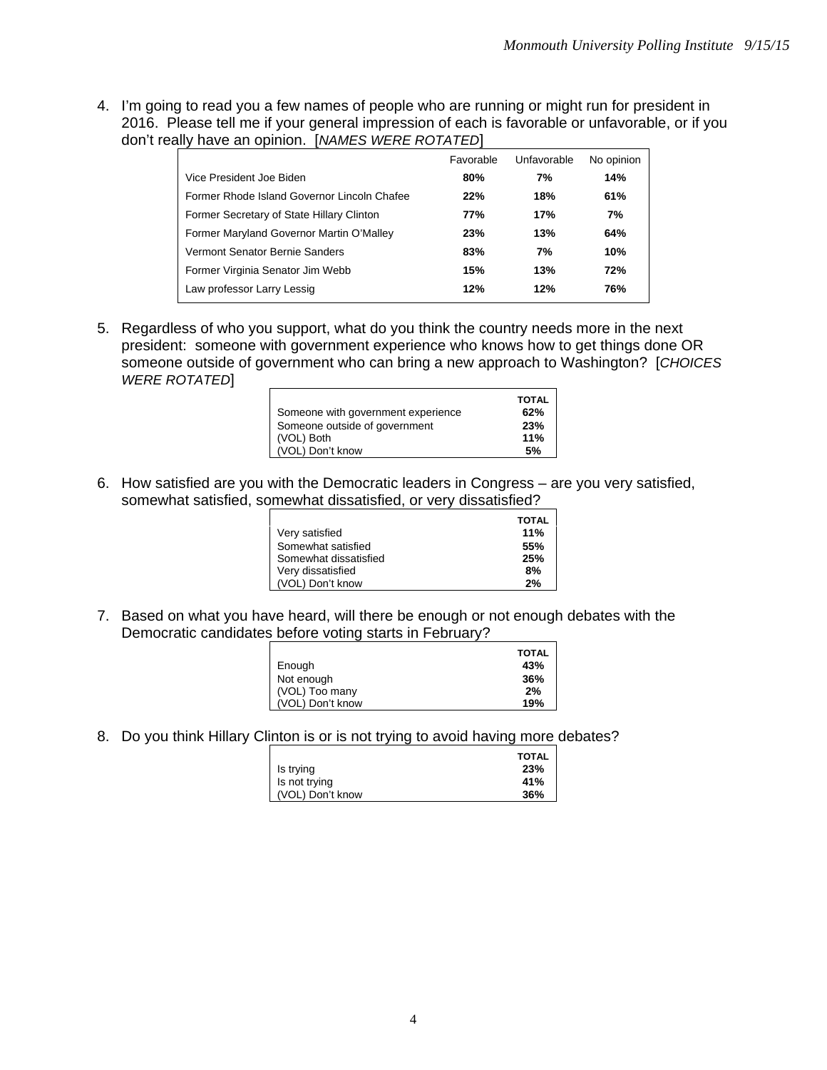4. I'm going to read you a few names of people who are running or might run for president in 2016. Please tell me if your general impression of each is favorable or unfavorable, or if you don't really have an opinion. [*NAMES WERE ROTATED*]

| | Favorable | Unfavorable | No opinion |
|---|---|---|---|
| Vice President Joe Biden | **80%** | **7%** | **14%** |
| Former Rhode Island Governor Lincoln Chafee | **22%** | **18%** | **61%** |
| Former Secretary of State Hillary Clinton | **77%** | **17%** | **7%** |
| Former Maryland Governor Martin O'Malley | **23%** | **13%** | **64%** |
| Vermont Senator Bernie Sanders | **83%** | **7%** | **10%** |
| Former Virginia Senator Jim Webb | **15%** | **13%** | **72%** |
| Law professor Larry Lessig | **12%** | **12%** | **76%** |

5. Regardless of who you support, what do you think the country needs more in the next president: someone with government experience who knows how to get things done OR someone outside of government who can bring a new approach to Washington? [*CHOICES WERE ROTATED*]

| | TOTAL |
|---|---|
| Someone with government experience | **62%** |
| Someone outside of government | **23%** |
| (VOL) Both | **11%** |
| (VOL) Don't know | **5%** |

6. How satisfied are you with the Democratic leaders in Congress – are you very satisfied, somewhat satisfied, somewhat dissatisfied, or very dissatisfied?

| | TOTAL |
|---|---|
| Very satisfied | **11%** |
| Somewhat satisfied | **55%** |
| Somewhat dissatisfied | **25%** |
| Very dissatisfied | **8%** |
| (VOL) Don't know | **2%** |

7. Based on what you have heard, will there be enough or not enough debates with the Democratic candidates before voting starts in February?

| | TOTAL |
|---|---|
| Enough | **43%** |
| Not enough | **36%** |
| (VOL) Too many | **2%** |
| (VOL) Don't know | **19%** |

8. Do you think Hillary Clinton is or is not trying to avoid having more debates?

| | TOTAL |
|---|---|
| Is trying | **23%** |
| Is not trying | **41%** |
| (VOL) Don't know | **36%** |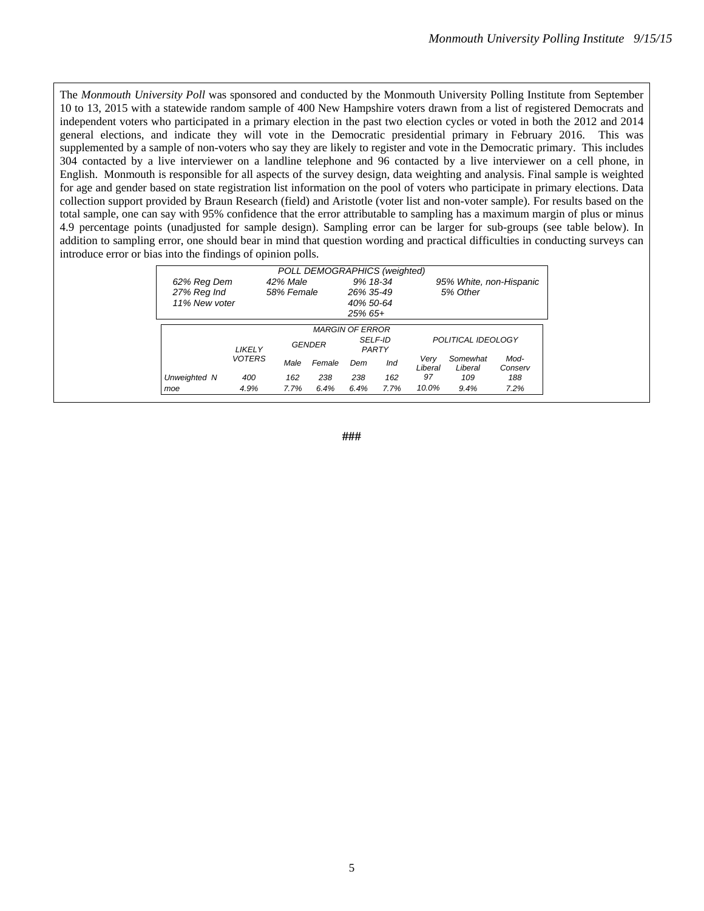The *Monmouth University Poll* was sponsored and conducted by the Monmouth University Polling Institute from September 10 to 13, 2015 with a statewide random sample of 400 New Hampshire voters drawn from a list of registered Democrats and independent voters who participated in a primary election in the past two election cycles or voted in both the 2012 and 2014 general elections, and indicate they will vote in the Democratic presidential primary in February 2016. This was supplemented by a sample of non-voters who say they are likely to register and vote in the Democratic primary. This includes 304 contacted by a live interviewer on a landline telephone and 96 contacted by a live interviewer on a cell phone, in English. Monmouth is responsible for all aspects of the survey design, data weighting and analysis. Final sample is weighted for age and gender based on state registration list information on the pool of voters who participate in primary elections. Data collection support provided by Braun Research (field) and Aristotle (voter list and non-voter sample). For results based on the total sample, one can say with 95% confidence that the error attributable to sampling has a maximum margin of plus or minus 4.9 percentage points (unadjusted for sample design). Sampling error can be larger for sub-groups (see table below). In addition to sampling error, one should bear in mind that question wording and practical difficulties in conducting surveys can introduce error or bias into the findings of opinion polls.

*POLL DEMOGRAPHICS (weighted)*

| | | | |
|---|---|---|---|
| 62% Reg Dem | 42% Male | 9% 18-34 | 95% White, non-Hispanic |
| 27% Reg Ind | 58% Female | 26% 35-49 | 5% Other |
| 11% New voter | | 40% 50-64 | |
| | | 25% 65+ | |

*MARGIN OF ERROR*

| | LIKELY VOTERS | GENDER | | SELF-ID PARTY | | POLITICAL IDEOLOGY | | |
|---|---|---|---|---|---|---|---|---|
| | | Male | Female | Dem | Ind | Very Liberal | Somewhat Liberal | Mod-Conserv |
| Unweighted N | 400 | 162 | 238 | 238 | 162 | 97 | 109 | 188 |
| moe | 4.9% | 7.7% | 6.4% | 6.4% | 7.7% | 10.0% | 9.4% | 7.2% |

###